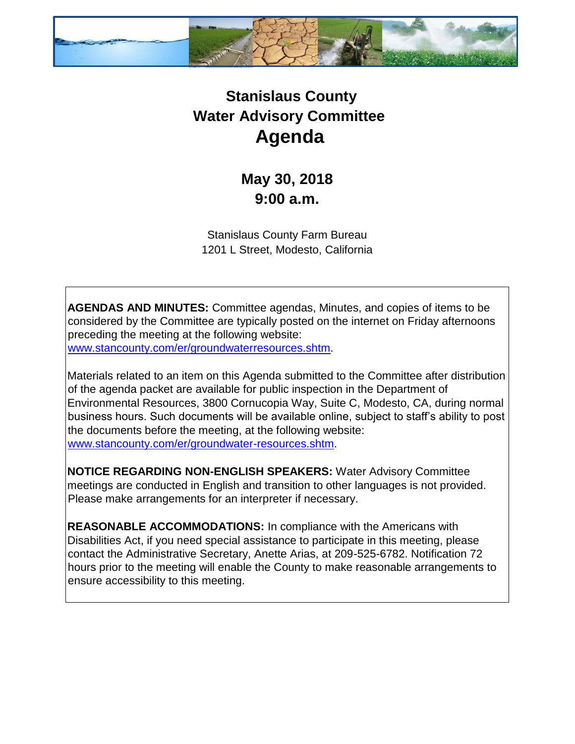# Stanislaus County
# Water Advisory Committee
# Agenda

## May 30, 2018
## 9:00 a.m.

Stanislaus County Farm Bureau
1201 L Street, Modesto, California

**AGENDAS AND MINUTES:** Committee agendas, Minutes, and copies of items to be considered by the Committee are typically posted on the internet on Friday afternoons preceding the meeting at the following website: [www.stancounty.com/er/groundwaterresources.shtm](www.stancounty.com/er/groundwaterresources.shtm).

Materials related to an item on this Agenda submitted to the Committee after distribution of the agenda packet are available for public inspection in the Department of Environmental Resources, 3800 Cornucopia Way, Suite C, Modesto, CA, during normal business hours. Such documents will be available online, subject to staff's ability to post the documents before the meeting, at the following website: [www.stancounty.com/er/groundwater-resources.shtm](www.stancounty.com/er/groundwater-resources.shtm).

**NOTICE REGARDING NON-ENGLISH SPEAKERS:** Water Advisory Committee meetings are conducted in English and transition to other languages is not provided. Please make arrangements for an interpreter if necessary.

**REASONABLE ACCOMMODATIONS:** In compliance with the Americans with Disabilities Act, if you need special assistance to participate in this meeting, please contact the Administrative Secretary, Anette Arias, at 209-525-6782. Notification 72 hours prior to the meeting will enable the County to make reasonable arrangements to ensure accessibility to this meeting.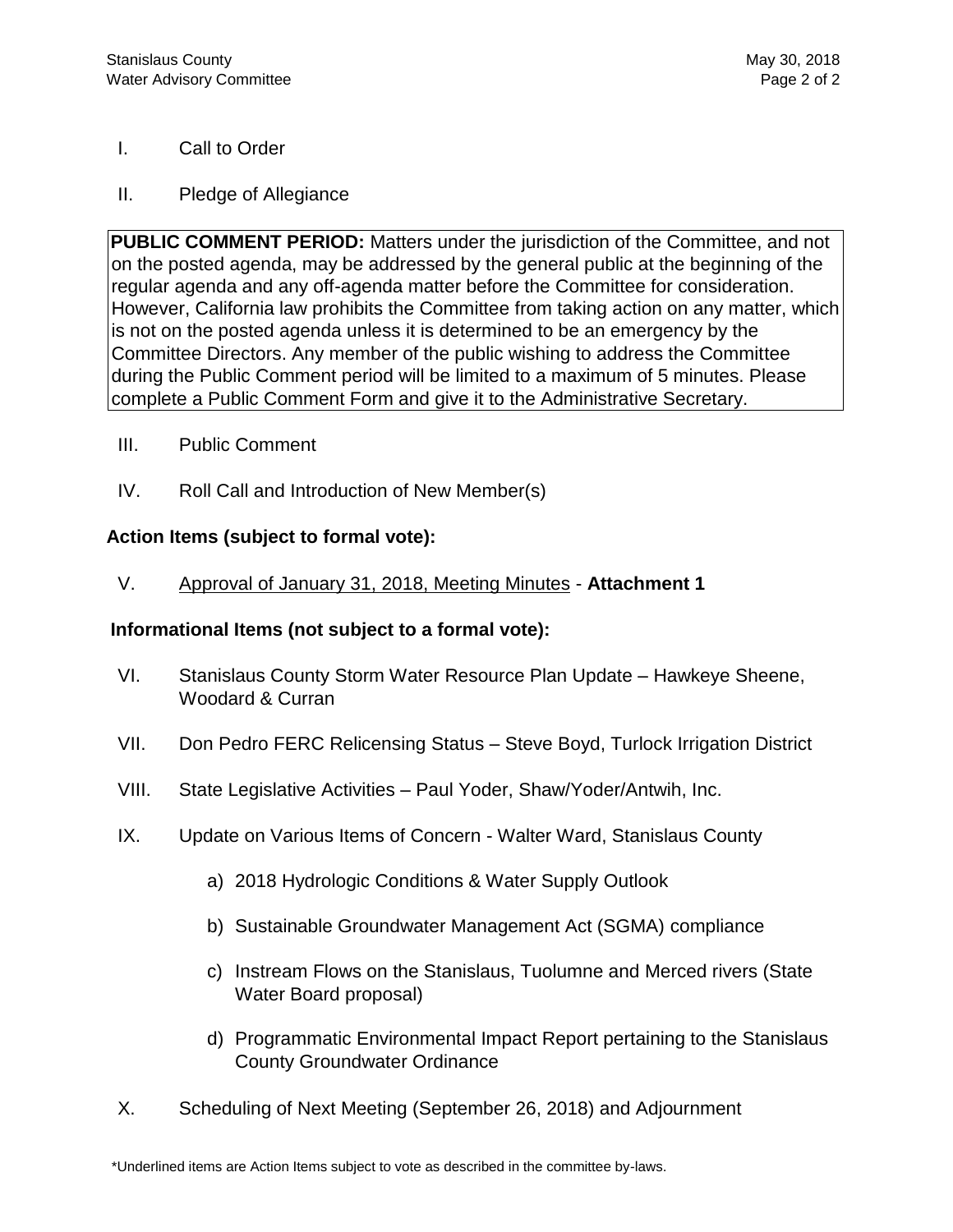I. Call to Order

II. Pledge of Allegiance

**PUBLIC COMMENT PERIOD:** Matters under the jurisdiction of the Committee, and not on the posted agenda, may be addressed by the general public at the beginning of the regular agenda and any off-agenda matter before the Committee for consideration. However, California law prohibits the Committee from taking action on any matter, which is not on the posted agenda unless it is determined to be an emergency by the Committee Directors. Any member of the public wishing to address the Committee during the Public Comment period will be limited to a maximum of 5 minutes. Please complete a Public Comment Form and give it to the Administrative Secretary.

III. Public Comment

IV. Roll Call and Introduction of New Member(s)

**Action Items (subject to formal vote):**

V. <u>Approval of January 31, 2018, Meeting Minutes</u> - **Attachment 1**

**Informational Items (not subject to a formal vote):**

VI. Stanislaus County Storm Water Resource Plan Update – Hawkeye Sheene, Woodard & Curran

VII. Don Pedro FERC Relicensing Status – Steve Boyd, Turlock Irrigation District

VIII. State Legislative Activities – Paul Yoder, Shaw/Yoder/Antwih, Inc.

IX. Update on Various Items of Concern - Walter Ward, Stanislaus County

   a) 2018 Hydrologic Conditions & Water Supply Outlook

   b) Sustainable Groundwater Management Act (SGMA) compliance

   c) Instream Flows on the Stanislaus, Tuolumne and Merced rivers (State Water Board proposal)

   d) Programmatic Environmental Impact Report pertaining to the Stanislaus County Groundwater Ordinance

X. Scheduling of Next Meeting (September 26, 2018) and Adjournment

*Underlined items are Action Items subject to vote as described in the committee by-laws.